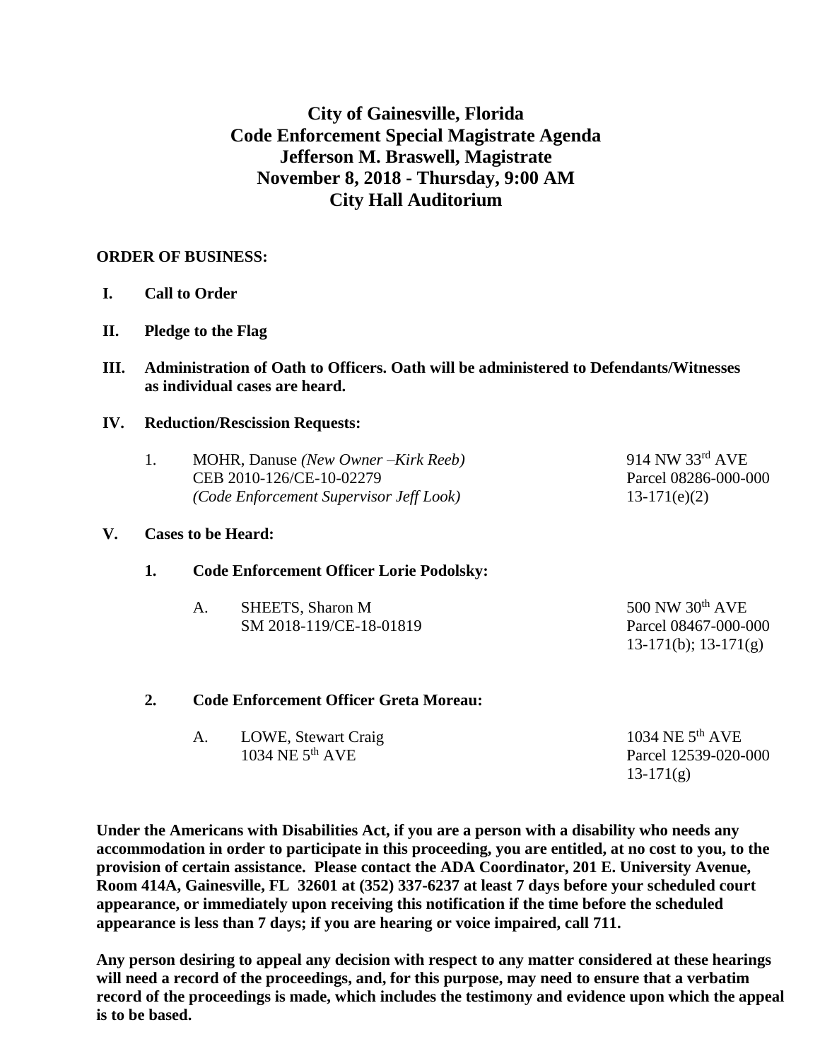# City of Gainesville, Florida
# Code Enforcement Special Magistrate Agenda
# Jefferson M. Braswell, Magistrate
# November 8, 2018 - Thursday, 9:00 AM
# City Hall Auditorium

**ORDER OF BUSINESS:**

**I. Call to Order**

**II. Pledge to the Flag**

**III. Administration of Oath to Officers. Oath will be administered to Defendants/Witnesses as individual cases are heard.**

**IV. Reduction/Rescission Requests:**

1. MOHR, Danuse *(New Owner –Kirk Reeb)* — 914 NW 33rd AVE
   CEB 2010-126/CE-10-02279 — Parcel 08286-000-000
   *(Code Enforcement Supervisor Jeff Look)* — 13-171(e)(2)

**V. Cases to be Heard:**

**1. Code Enforcement Officer Lorie Podolsky:**

A. SHEETS, Sharon M — 500 NW 30th AVE
   SM 2018-119/CE-18-01819 — Parcel 08467-000-000
   13-171(b); 13-171(g)

**2. Code Enforcement Officer Greta Moreau:**

A. LOWE, Stewart Craig — 1034 NE 5th AVE
   1034 NE 5th AVE — Parcel 12539-020-000
   13-171(g)

**Under the Americans with Disabilities Act, if you are a person with a disability who needs any accommodation in order to participate in this proceeding, you are entitled, at no cost to you, to the provision of certain assistance. Please contact the ADA Coordinator, 201 E. University Avenue, Room 414A, Gainesville, FL 32601 at (352) 337-6237 at least 7 days before your scheduled court appearance, or immediately upon receiving this notification if the time before the scheduled appearance is less than 7 days; if you are hearing or voice impaired, call 711.**

**Any person desiring to appeal any decision with respect to any matter considered at these hearings will need a record of the proceedings, and, for this purpose, may need to ensure that a verbatim record of the proceedings is made, which includes the testimony and evidence upon which the appeal is to be based.**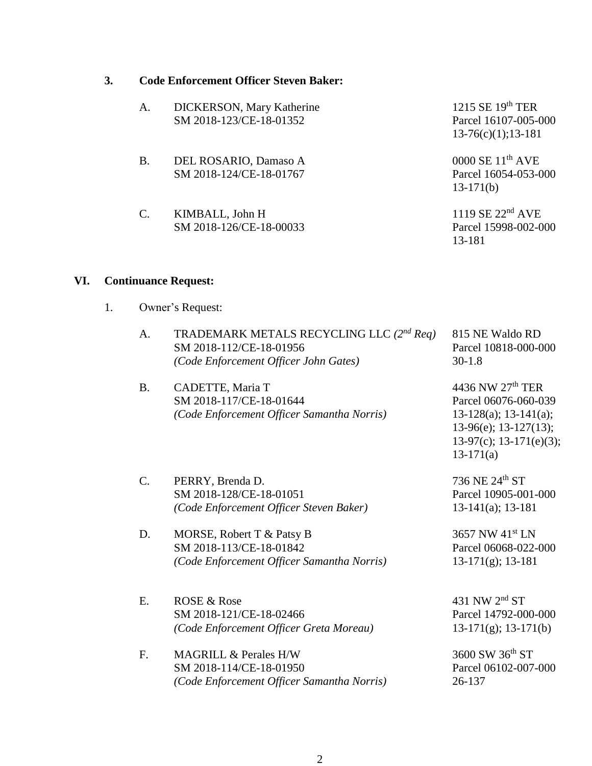**3. Code Enforcement Officer Steven Baker:**

A. DICKERSON, Mary Katherine
SM 2018-123/CE-18-01352
1215 SE 19th TER
Parcel 16107-005-000
13-76(c)(1);13-181

B. DEL ROSARIO, Damaso A
SM 2018-124/CE-18-01767
0000 SE 11th AVE
Parcel 16054-053-000
13-171(b)

C. KIMBALL, John H
SM 2018-126/CE-18-00033
1119 SE 22nd AVE
Parcel 15998-002-000
13-181

## VI. Continuance Request:

1. Owner's Request:

A. TRADEMARK METALS RECYCLING LLC *(2nd Req)*
SM 2018-112/CE-18-01956
*(Code Enforcement Officer John Gates)*
815 NE Waldo RD
Parcel 10818-000-000
30-1.8

B. CADETTE, Maria T
SM 2018-117/CE-18-01644
*(Code Enforcement Officer Samantha Norris)*
4436 NW 27th TER
Parcel 06076-060-039
13-128(a); 13-141(a); 13-96(e); 13-127(13); 13-97(c); 13-171(e)(3); 13-171(a)

C. PERRY, Brenda D.
SM 2018-128/CE-18-01051
*(Code Enforcement Officer Steven Baker)*
736 NE 24th ST
Parcel 10905-001-000
13-141(a); 13-181

D. MORSE, Robert T & Patsy B
SM 2018-113/CE-18-01842
*(Code Enforcement Officer Samantha Norris)*
3657 NW 41st LN
Parcel 06068-022-000
13-171(g); 13-181

E. ROSE & Rose
SM 2018-121/CE-18-02466
*(Code Enforcement Officer Greta Moreau)*
431 NW 2nd ST
Parcel 14792-000-000
13-171(g); 13-171(b)

F. MAGRILL & Perales H/W
SM 2018-114/CE-18-01950
*(Code Enforcement Officer Samantha Norris)*
3600 SW 36th ST
Parcel 06102-007-000
26-137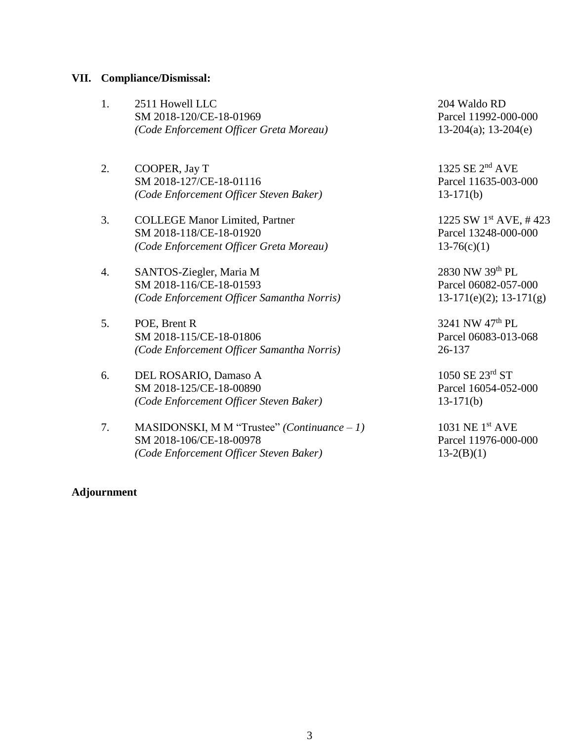## VII. Compliance/Dismissal:

1. 2511 Howell LLC — 204 Waldo RD
   SM 2018-120/CE-18-01969 — Parcel 11992-000-000
   *(Code Enforcement Officer Greta Moreau)* — 13-204(a); 13-204(e)

2. COOPER, Jay T — 1325 SE 2nd AVE
   SM 2018-127/CE-18-01116 — Parcel 11635-003-000
   *(Code Enforcement Officer Steven Baker)* — 13-171(b)

3. COLLEGE Manor Limited, Partner — 1225 SW 1st AVE, # 423
   SM 2018-118/CE-18-01920 — Parcel 13248-000-000
   *(Code Enforcement Officer Greta Moreau)* — 13-76(c)(1)

4. SANTOS-Ziegler, Maria M — 2830 NW 39th PL
   SM 2018-116/CE-18-01593 — Parcel 06082-057-000
   *(Code Enforcement Officer Samantha Norris)* — 13-171(e)(2); 13-171(g)

5. POE, Brent R — 3241 NW 47th PL
   SM 2018-115/CE-18-01806 — Parcel 06083-013-068
   *(Code Enforcement Officer Samantha Norris)* — 26-137

6. DEL ROSARIO, Damaso A — 1050 SE 23rd ST
   SM 2018-125/CE-18-00890 — Parcel 16054-052-000
   *(Code Enforcement Officer Steven Baker)* — 13-171(b)

7. MASIDONSKI, M M "Trustee" *(Continuance – 1)* — 1031 NE 1st AVE
   SM 2018-106/CE-18-00978 — Parcel 11976-000-000
   *(Code Enforcement Officer Steven Baker)* — 13-2(B)(1)

**Adjournment**